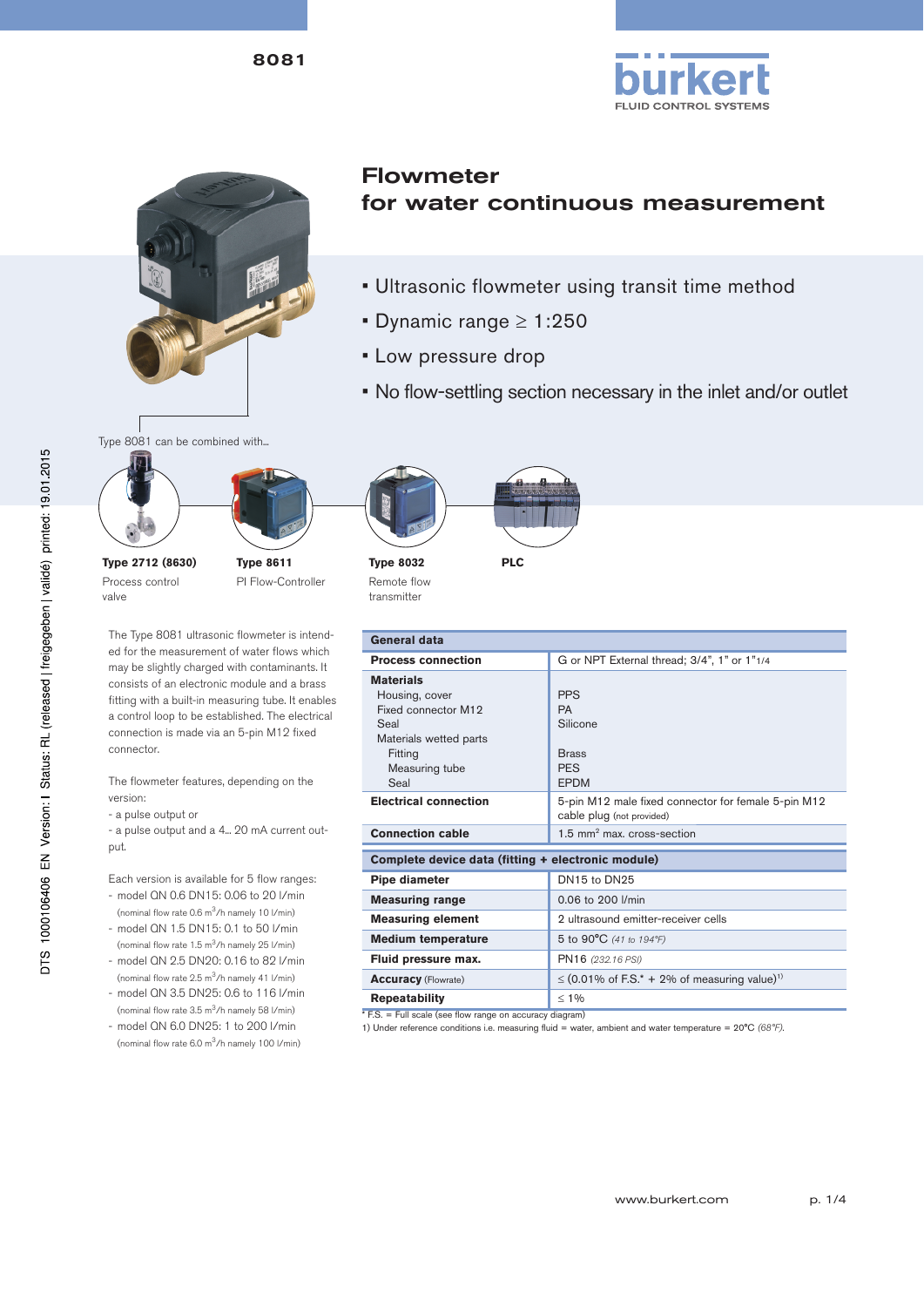8081

# Flowmeter for water continuous measurement

- Ultrasonic flowmeter using transit time method
- Dynamic range ≥ 1:250
- Low pressure drop
- No flow-settling section necessary in the inlet and/or outlet

Type 8081 can be combined with...

**Type 2712 (8630)**
Process control valve

**Type 8611**
PI Flow-Controller

**Type 8032**
Remote flow transmitter

**PLC**

The Type 8081 ultrasonic flowmeter is intended for the measurement of water flows which may be slightly charged with contaminants. It consists of an electronic module and a brass fitting with a built-in measuring tube. It enables a control loop to be established. The electrical connection is made via an 5-pin M12 fixed connector.

The flowmeter features, depending on the version:
- a pulse output or
- a pulse output and a 4... 20 mA current output.

Each version is available for 5 flow ranges:
- model QN 0.6 DN15: 0.06 to 20 l/min (nominal flow rate 0.6 $m^3$/h namely 10 l/min)
- model QN 1.5 DN15: 0.1 to 50 l/min (nominal flow rate 1.5 $m^3$/h namely 25 l/min)
- model QN 2.5 DN20: 0.16 to 82 l/min (nominal flow rate 2.5 $m^3$/h namely 41 l/min)
- model QN 3.5 DN25: 0.6 to 116 l/min (nominal flow rate 3.5 $m^3$/h namely 58 l/min)
- model QN 6.0 DN25: 1 to 200 l/min (nominal flow rate 6.0 $m^3$/h namely 100 l/min)

| General data | |
|---|---|
| **Process connection** | G or NPT External thread; 3/4", 1" or 1"1/4 |
| **Materials**<br>Housing, cover<br>Fixed connector M12<br>Seal<br>Materials wetted parts<br>Fitting<br>Measuring tube<br>Seal | <br>PPS<br>PA<br>Silicone<br><br>Brass<br>PES<br>EPDM |
| **Electrical connection** | 5-pin M12 male fixed connector for female 5-pin M12 cable plug (not provided) |
| **Connection cable** | 1.5 $mm^2$ max. cross-section |

| Complete device data (fitting + electronic module) | |
|---|---|
| **Pipe diameter** | DN15 to DN25 |
| **Measuring range** | 0.06 to 200 l/min |
| **Measuring element** | 2 ultrasound emitter-receiver cells |
| **Medium temperature** | 5 to 90°C *(41 to 194°F)* |
| **Fluid pressure max.** | PN16 *(232.16 PSI)* |
| **Accuracy** (Flowrate) | ≤ (0.01% of F.S.* + 2% of measuring value)[1] |
| **Repeatability** | ≤ 1% |

\* F.S. = Full scale (see flow range on accuracy diagram)
1) Under reference conditions i.e. measuring fluid = water, ambient and water temperature = 20°C *(68°F)*.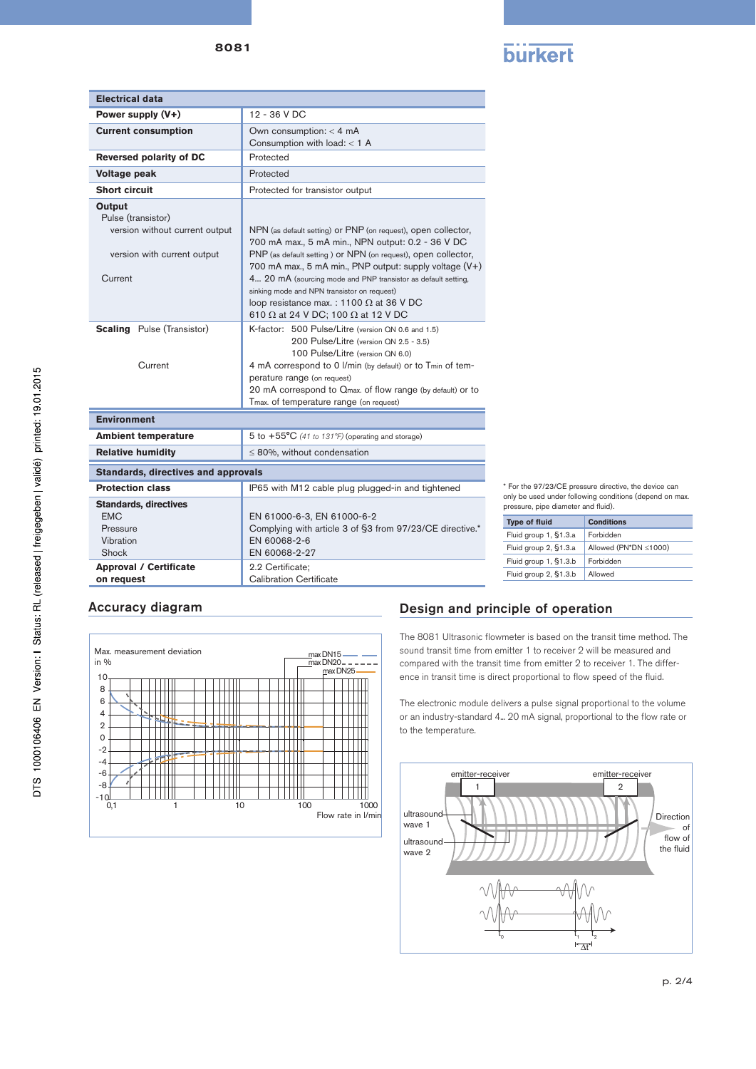| Electrical data | |
|---|---|
| **Power supply (V+)** | 12 - 36 V DC |
| **Current consumption** | Own consumption: < 4 mA<br>Consumption with load: < 1 A |
| **Reversed polarity of DC** | Protected |
| **Voltage peak** | Protected |
| **Short circuit** | Protected for transistor output |
| **Output**<br>Pulse (transistor)<br>version without current output<br><br>version with current output<br><br>Current | <br><br>NPN (as default setting) or PNP (on request), open collector, 700 mA max., 5 mA min., NPN output: 0.2 - 36 V DC<br>PNP (as default setting ) or NPN (on request), open collector, 700 mA max., 5 mA min., PNP output: supply voltage (V+)<br>4... 20 mA (sourcing mode and PNP transistor as default setting, sinking mode and NPN transistor on request)<br>loop resistance max. : 1100 Ω at 36 V DC<br>610 Ω at 24 V DC; 100 Ω at 12 V DC |
| **Scaling** Pulse (Transistor)<br><br><br><br>Current | K-factor: 500 Pulse/Litre (version QN 0.6 and 1.5)<br>200 Pulse/Litre (version QN 2.5 - 3.5)<br>100 Pulse/Litre (version QN 6.0)<br>4 mA correspond to 0 l/min (by default) or to $T_{min}$ of temperature range (on request)<br>20 mA correspond to $Q_{max.}$ of flow range (by default) or to $T_{max.}$ of temperature range (on request) |
| **Environment** | |
| **Ambient temperature** | 5 to +55°C *(41 to 131°F)* (operating and storage) |
| **Relative humidity** | ≤ 80%, without condensation |
| **Standards, directives and approvals** | |
| **Protection class** | IP65 with M12 cable plug plugged-in and tightened |
| **Standards, directives**<br>EMC<br>Pressure<br>Vibration<br>Shock | <br>EN 61000-6-3, EN 61000-6-2<br>Complying with article 3 of §3 from 97/23/CE directive.*<br>EN 60068-2-6<br>EN 60068-2-27 |
| **Approval / Certificate on request** | 2.2 Certificate;<br>Calibration Certificate |

* For the 97/23/CE pressure directive, the device can only be used under following conditions (depend on max. pressure, pipe diameter and fluid).

| Type of fluid | Conditions |
|---|---|
| Fluid group 1, §1.3.a | Forbidden |
| Fluid group 2, §1.3.a | Allowed (PN*DN ≤1000) |
| Fluid group 1, §1.3.b | Forbidden |
| Fluid group 2, §1.3.b | Allowed |

## Accuracy diagram

Max. measurement deviation in %

max DN15, max DN20, max DN25

Flow rate in l/min

## Design and principle of operation

The 8081 Ultrasonic flowmeter is based on the transit time method. The sound transit time from emitter 1 to receiver 2 will be measured and compared with the transit time from emitter 2 to receiver 1. The difference in transit time is direct proportional to flow speed of the fluid.

The electronic module delivers a pulse signal proportional to the volume or an industry-standard 4... 20 mA signal, proportional to the flow rate or to the temperature.

emitter-receiver 1, emitter-receiver 2, ultrasound wave 1, ultrasound wave 2, Direction of flow of the fluid, $t_0$, $t_1$, $t_2$, Δt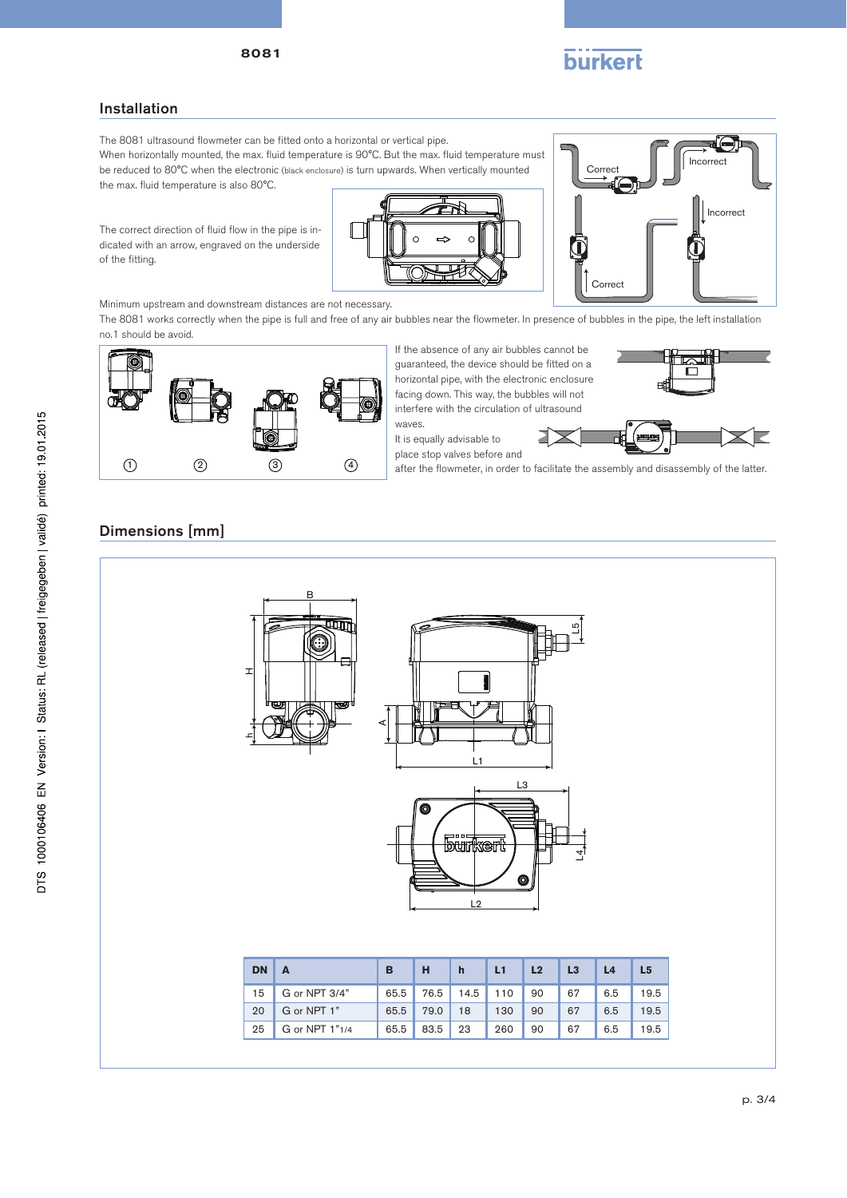## Installation

The 8081 ultrasound flowmeter can be fitted onto a horizontal or vertical pipe.
When horizontally mounted, the max. fluid temperature is 90°C. But the max. fluid temperature must be reduced to 80°C when the electronic (black enclosure) is turn upwards. When vertically mounted the max. fluid temperature is also 80°C.

The correct direction of fluid flow in the pipe is indicated with an arrow, engraved on the underside of the fitting.

Correct

Incorrect

Incorrect

Correct

Minimum upstream and downstream distances are not necessary.
The 8081 works correctly when the pipe is full and free of any air bubbles near the flowmeter. In presence of bubbles in the pipe, the left installation no.1 should be avoid.

① ② ③ ④

If the absence of any air bubbles cannot be guaranteed, the device should be fitted on a horizontal pipe, with the electronic enclosure facing down. This way, the bubbles will not interfere with the circulation of ultrasound waves.
It is equally advisable to place stop valves before and after the flowmeter, in order to facilitate the assembly and disassembly of the latter.

## Dimensions [mm]

| DN | A | B | H | h | L1 | L2 | L3 | L4 | L5 |
|---|---|---|---|---|---|---|---|---|---|
| 15 | G or NPT 3/4" | 65.5 | 76.5 | 14.5 | 110 | 90 | 67 | 6.5 | 19.5 |
| 20 | G or NPT 1" | 65.5 | 79.0 | 18 | 130 | 90 | 67 | 6.5 | 19.5 |
| 25 | G or NPT 1"1/4 | 65.5 | 83.5 | 23 | 260 | 90 | 67 | 6.5 | 19.5 |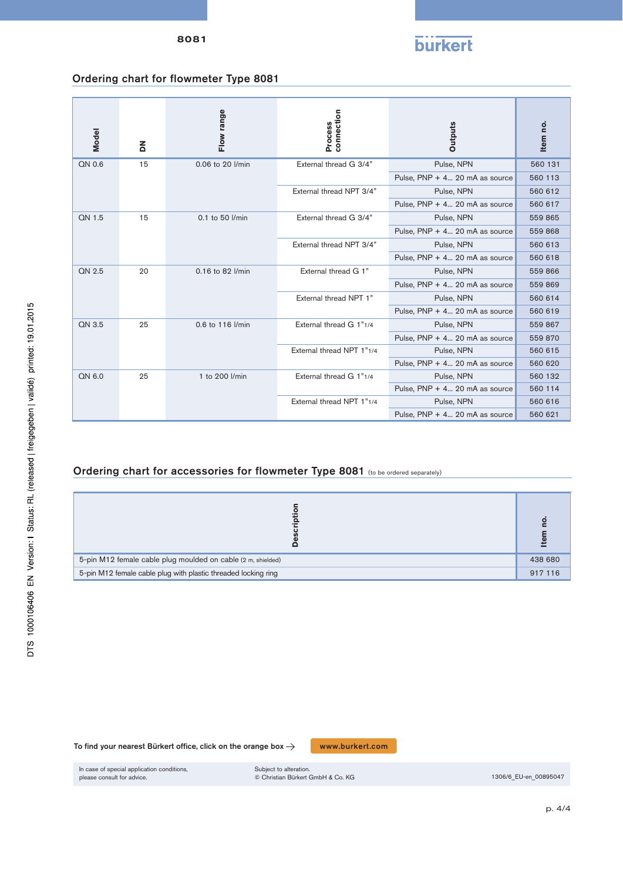## Ordering chart for flowmeter Type 8081

| Model | DN | Flow range | Process connection | Outputs | Item no. |
|---|---|---|---|---|---|
| QN 0.6 | 15 | 0.06 to 20 l/min | External thread G 3/4" | Pulse, NPN | 560 131 |
| | | | | Pulse, PNP + 4... 20 mA as source | 560 113 |
| | | | External thread NPT 3/4" | Pulse, NPN | 560 612 |
| | | | | Pulse, PNP + 4... 20 mA as source | 560 617 |
| QN 1.5 | 15 | 0.1 to 50 l/min | External thread G 3/4" | Pulse, NPN | 559 865 |
| | | | | Pulse, PNP + 4... 20 mA as source | 559 868 |
| | | | External thread NPT 3/4" | Pulse, NPN | 560 613 |
| | | | | Pulse, PNP + 4... 20 mA as source | 560 618 |
| QN 2.5 | 20 | 0.16 to 82 l/min | External thread G 1" | Pulse, NPN | 559 866 |
| | | | | Pulse, PNP + 4... 20 mA as source | 559 869 |
| | | | External thread NPT 1" | Pulse, NPN | 560 614 |
| | | | | Pulse, PNP + 4... 20 mA as source | 560 619 |
| QN 3.5 | 25 | 0.6 to 116 l/min | External thread G 1"1/4 | Pulse, NPN | 559 867 |
| | | | | Pulse, PNP + 4... 20 mA as source | 559 870 |
| | | | External thread NPT 1"1/4 | Pulse, NPN | 560 615 |
| | | | | Pulse, PNP + 4... 20 mA as source | 560 620 |
| QN 6.0 | 25 | 1 to 200 l/min | External thread G 1"1/4 | Pulse, NPN | 560 132 |
| | | | | Pulse, PNP + 4... 20 mA as source | 560 114 |
| | | | External thread NPT 1"1/4 | Pulse, NPN | 560 616 |
| | | | | Pulse, PNP + 4... 20 mA as source | 560 621 |

## Ordering chart for accessories for flowmeter Type 8081 (to be ordered separately)

| Description | Item no. |
|---|---|
| 5-pin M12 female cable plug moulded on cable (2 m, shielded) | 438 680 |
| 5-pin M12 female cable plug with plastic threaded locking ring | 917 116 |

To find your nearest Bürkert office, click on the orange box → **www.burkert.com**

In case of special application conditions, please consult for advice.

Subject to alteration.
© Christian Bürkert GmbH & Co. KG

1306/6_EU-en_00895047

DTS 1000106406 EN Version: I Status: RL (released | freigegeben | validé) printed: 19.01.2015